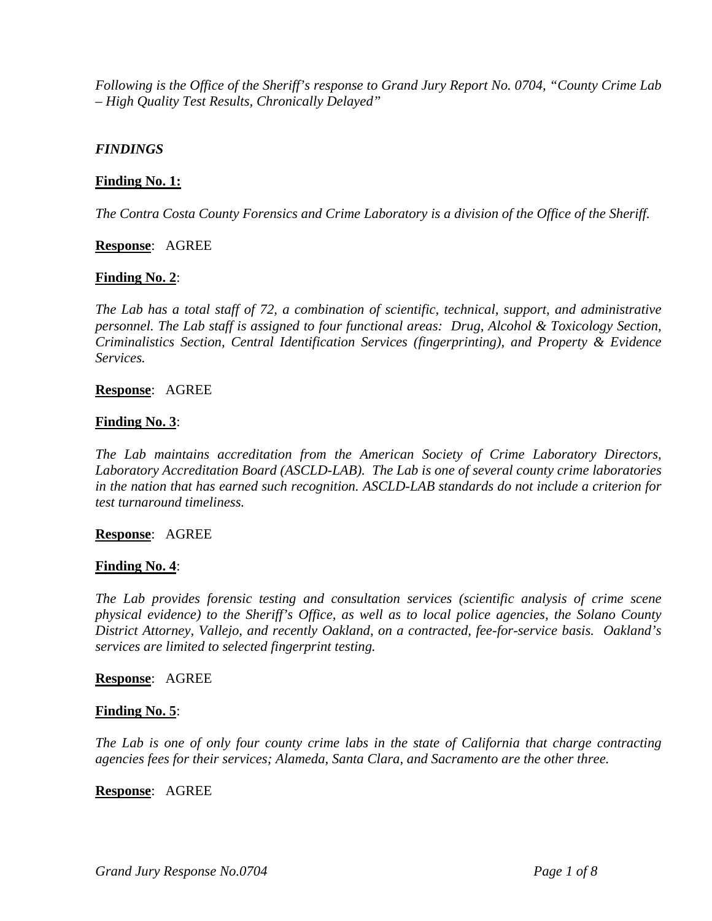*Following is the Office of the Sheriff's response to Grand Jury Report No. 0704, "County Crime Lab – High Quality Test Results, Chronically Delayed"*

## *FINDINGS*

**Finding No. 1:**

*The Contra Costa County Forensics and Crime Laboratory is a division of the Office of the Sheriff.*

**Response**: AGREE

**Finding No. 2**:

*The Lab has a total staff of 72, a combination of scientific, technical, support, and administrative personnel. The Lab staff is assigned to four functional areas: Drug, Alcohol & Toxicology Section, Criminalistics Section, Central Identification Services (fingerprinting), and Property & Evidence Services.*

**Response**: AGREE

**Finding No. 3**:

*The Lab maintains accreditation from the American Society of Crime Laboratory Directors, Laboratory Accreditation Board (ASCLD-LAB). The Lab is one of several county crime laboratories in the nation that has earned such recognition. ASCLD-LAB standards do not include a criterion for test turnaround timeliness.*

**Response**: AGREE

**Finding No. 4**:

*The Lab provides forensic testing and consultation services (scientific analysis of crime scene physical evidence) to the Sheriff's Office, as well as to local police agencies, the Solano County District Attorney, Vallejo, and recently Oakland, on a contracted, fee-for-service basis. Oakland's services are limited to selected fingerprint testing.*

**Response**: AGREE

**Finding No. 5**:

*The Lab is one of only four county crime labs in the state of California that charge contracting agencies fees for their services; Alameda, Santa Clara, and Sacramento are the other three.*

**Response**: AGREE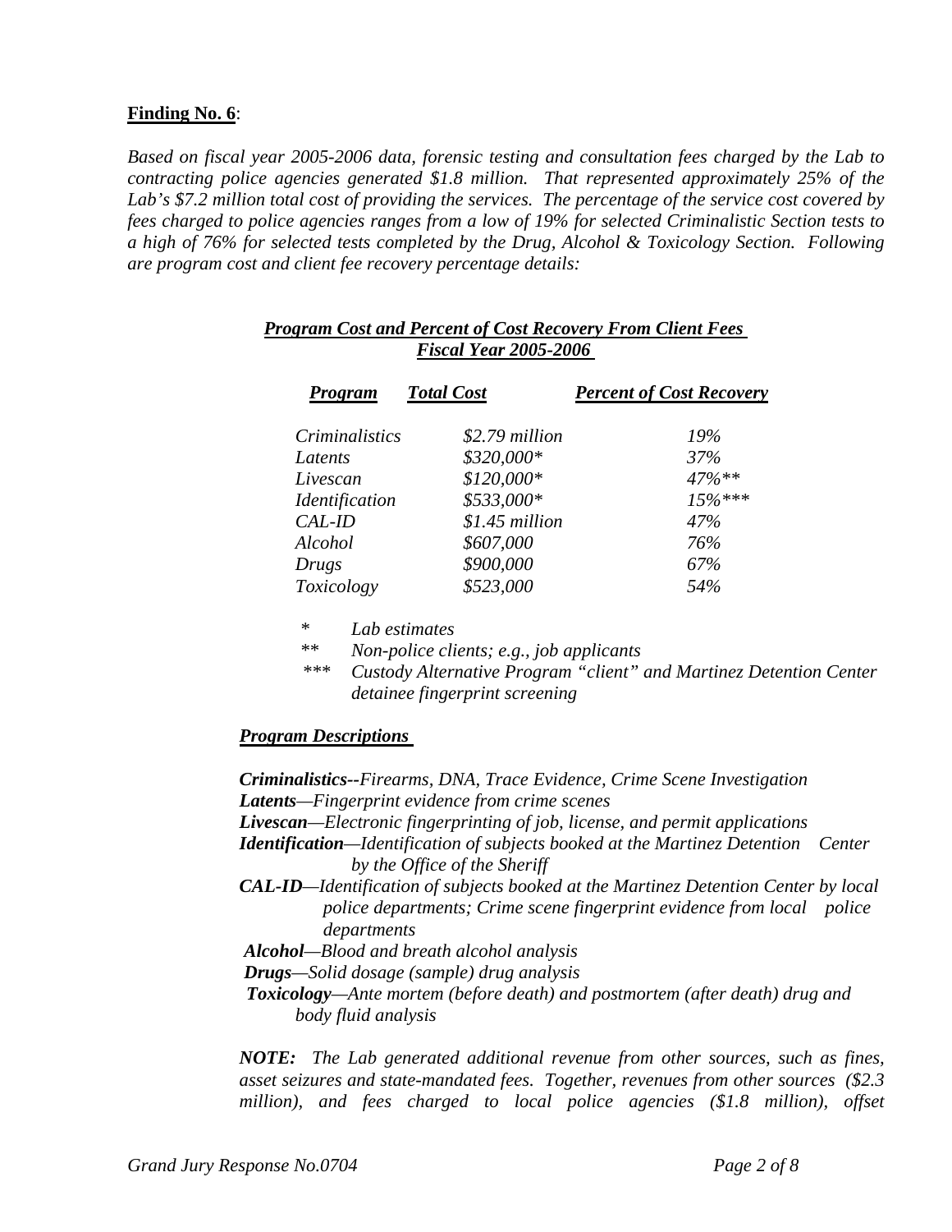**Finding No. 6**:

*Based on fiscal year 2005-2006 data, forensic testing and consultation fees charged by the Lab to contracting police agencies generated $1.8 million. That represented approximately 25% of the Lab's $7.2 million total cost of providing the services. The percentage of the service cost covered by fees charged to police agencies ranges from a low of 19% for selected Criminalistic Section tests to a high of 76% for selected tests completed by the Drug, Alcohol & Toxicology Section. Following are program cost and client fee recovery percentage details:*

***Program Cost and Percent of Cost Recovery From Client Fees***
***Fiscal Year 2005-2006***

| *Program* | *Total Cost* | *Percent of Cost Recovery* |
|---|---|---|
| *Criminalistics* | *$2.79 million* | *19%* |
| *Latents* | *$320,000** | *37%* |
| *Livescan* | *$120,000** | *47%*** |
| *Identification* | *$533,000** | *15%**** |
| *CAL-ID* | *$1.45 million* | *47%* |
| *Alcohol* | *$607,000* | *76%* |
| *Drugs* | *$900,000* | *67%* |
| *Toxicology* | *$523,000* | *54%* |

\* *Lab estimates*
** *Non-police clients; e.g., job applicants*
*** *Custody Alternative Program "client" and Martinez Detention Center detainee fingerprint screening*

***Program Descriptions***

***Criminalistics****--Firearms, DNA, Trace Evidence, Crime Scene Investigation*
***Latents****—Fingerprint evidence from crime scenes*
***Livescan****—Electronic fingerprinting of job, license, and permit applications*
***Identification****—Identification of subjects booked at the Martinez Detention Center by the Office of the Sheriff*
***CAL-ID****—Identification of subjects booked at the Martinez Detention Center by local police departments; Crime scene fingerprint evidence from local police departments*
***Alcohol****—Blood and breath alcohol analysis*
***Drugs****—Solid dosage (sample) drug analysis*
***Toxicology****—Ante mortem (before death) and postmortem (after death) drug and body fluid analysis*

***NOTE:*** *The Lab generated additional revenue from other sources, such as fines, asset seizures and state-mandated fees. Together, revenues from other sources ($2.3 million), and fees charged to local police agencies ($1.8 million), offset*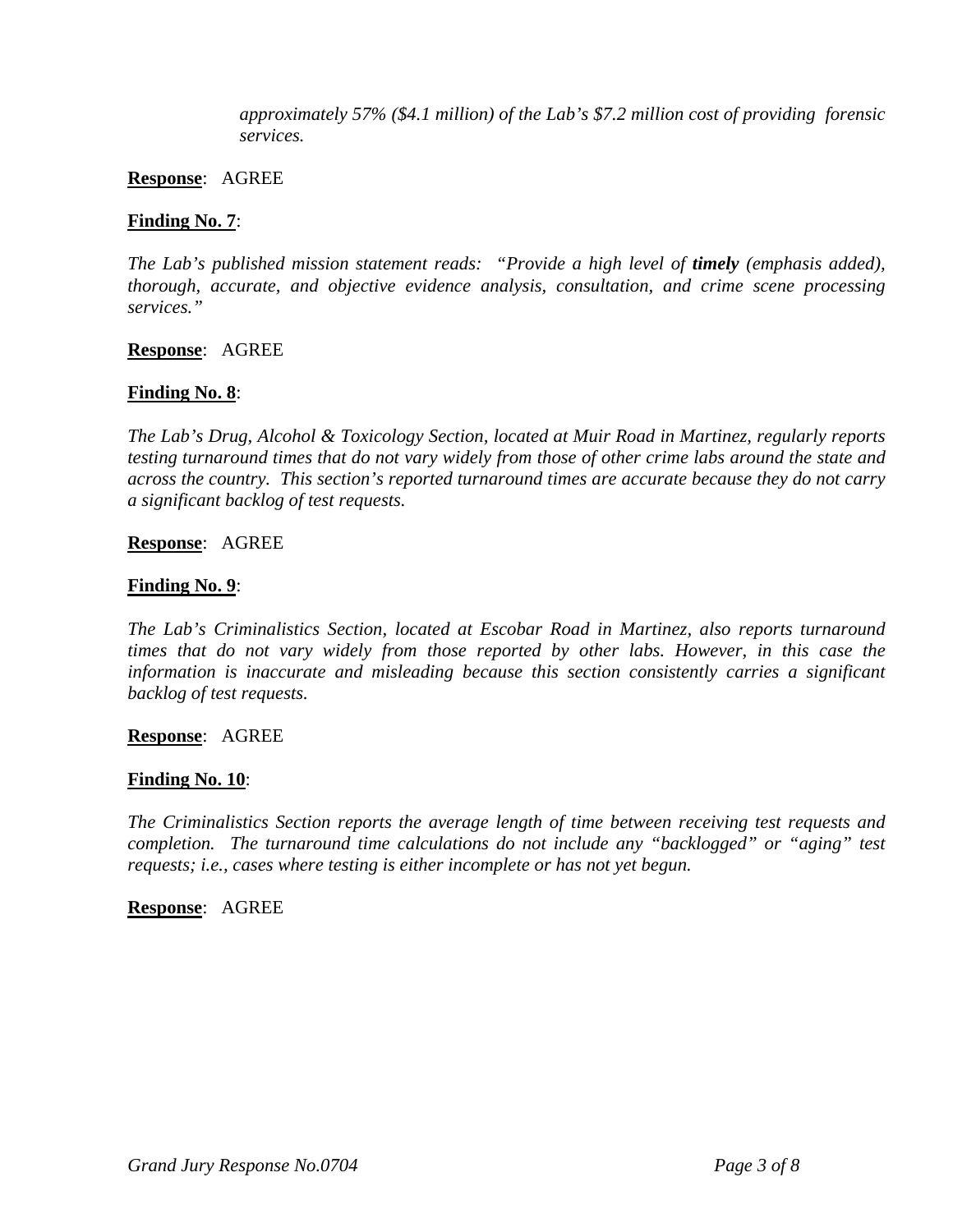*approximately 57% ($4.1 million) of the Lab's $7.2 million cost of providing forensic services.*

**Response**: AGREE

**Finding No. 7**:

*The Lab's published mission statement reads: "Provide a high level of **timely** (emphasis added), thorough, accurate, and objective evidence analysis, consultation, and crime scene processing services."*

**Response**: AGREE

**Finding No. 8**:

*The Lab's Drug, Alcohol & Toxicology Section, located at Muir Road in Martinez, regularly reports testing turnaround times that do not vary widely from those of other crime labs around the state and across the country. This section's reported turnaround times are accurate because they do not carry a significant backlog of test requests.*

**Response**: AGREE

**Finding No. 9**:

*The Lab's Criminalistics Section, located at Escobar Road in Martinez, also reports turnaround times that do not vary widely from those reported by other labs. However, in this case the information is inaccurate and misleading because this section consistently carries a significant backlog of test requests.*

**Response**: AGREE

**Finding No. 10**:

*The Criminalistics Section reports the average length of time between receiving test requests and completion. The turnaround time calculations do not include any "backlogged" or "aging" test requests; i.e., cases where testing is either incomplete or has not yet begun.*

**Response**: AGREE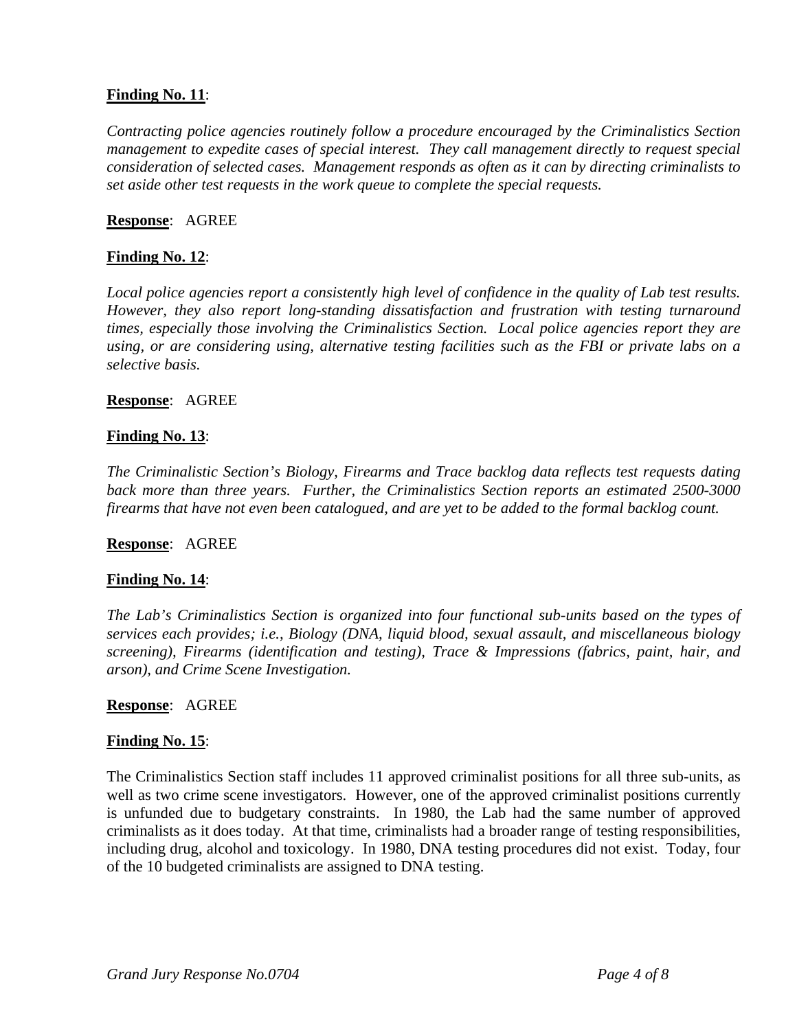**Finding No. 11**:

*Contracting police agencies routinely follow a procedure encouraged by the Criminalistics Section management to expedite cases of special interest. They call management directly to request special consideration of selected cases. Management responds as often as it can by directing criminalists to set aside other test requests in the work queue to complete the special requests.*

**Response**: AGREE

**Finding No. 12**:

*Local police agencies report a consistently high level of confidence in the quality of Lab test results. However, they also report long-standing dissatisfaction and frustration with testing turnaround times, especially those involving the Criminalistics Section. Local police agencies report they are using, or are considering using, alternative testing facilities such as the FBI or private labs on a selective basis.*

**Response**: AGREE

**Finding No. 13**:

*The Criminalistic Section's Biology, Firearms and Trace backlog data reflects test requests dating back more than three years. Further, the Criminalistics Section reports an estimated 2500-3000 firearms that have not even been catalogued, and are yet to be added to the formal backlog count.*

**Response**: AGREE

**Finding No. 14**:

*The Lab's Criminalistics Section is organized into four functional sub-units based on the types of services each provides; i.e., Biology (DNA, liquid blood, sexual assault, and miscellaneous biology screening), Firearms (identification and testing), Trace & Impressions (fabrics, paint, hair, and arson), and Crime Scene Investigation.*

**Response**: AGREE

**Finding No. 15**:

The Criminalistics Section staff includes 11 approved criminalist positions for all three sub-units, as well as two crime scene investigators. However, one of the approved criminalist positions currently is unfunded due to budgetary constraints. In 1980, the Lab had the same number of approved criminalists as it does today. At that time, criminalists had a broader range of testing responsibilities, including drug, alcohol and toxicology. In 1980, DNA testing procedures did not exist. Today, four of the 10 budgeted criminalists are assigned to DNA testing.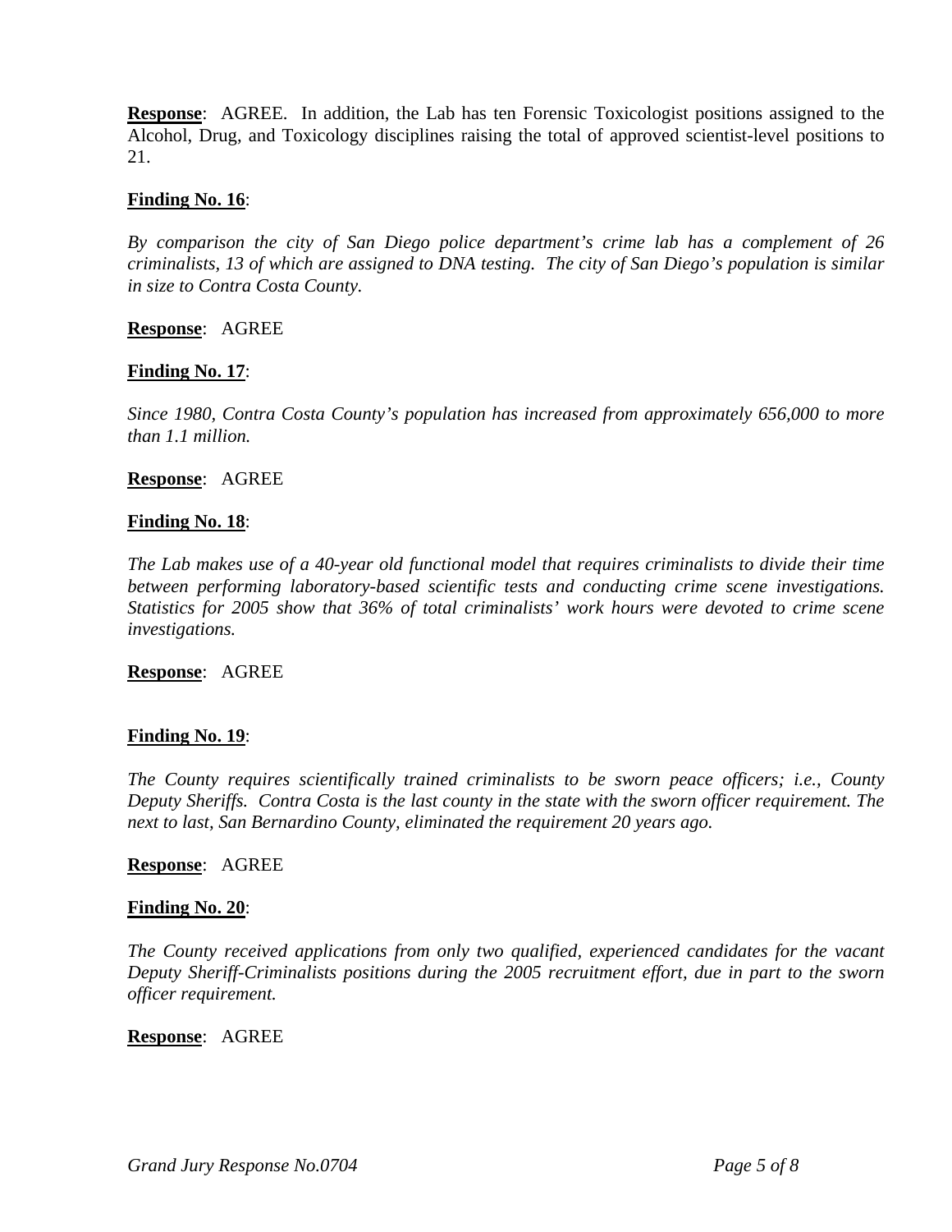**Response**: AGREE. In addition, the Lab has ten Forensic Toxicologist positions assigned to the Alcohol, Drug, and Toxicology disciplines raising the total of approved scientist-level positions to 21.

**Finding No. 16**:

*By comparison the city of San Diego police department's crime lab has a complement of 26 criminalists, 13 of which are assigned to DNA testing. The city of San Diego's population is similar in size to Contra Costa County.*

**Response**: AGREE

**Finding No. 17**:

*Since 1980, Contra Costa County's population has increased from approximately 656,000 to more than 1.1 million.*

**Response**: AGREE

**Finding No. 18**:

*The Lab makes use of a 40-year old functional model that requires criminalists to divide their time between performing laboratory-based scientific tests and conducting crime scene investigations. Statistics for 2005 show that 36% of total criminalists' work hours were devoted to crime scene investigations.*

**Response**: AGREE

**Finding No. 19**:

*The County requires scientifically trained criminalists to be sworn peace officers; i.e., County Deputy Sheriffs. Contra Costa is the last county in the state with the sworn officer requirement. The next to last, San Bernardino County, eliminated the requirement 20 years ago.*

**Response**: AGREE

**Finding No. 20**:

*The County received applications from only two qualified, experienced candidates for the vacant Deputy Sheriff-Criminalists positions during the 2005 recruitment effort, due in part to the sworn officer requirement.*

**Response**: AGREE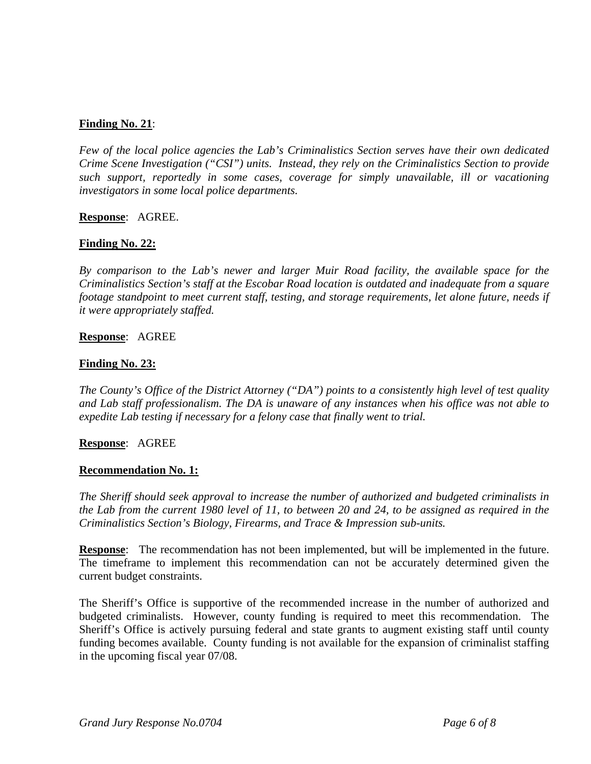**Finding No. 21**:

*Few of the local police agencies the Lab's Criminalistics Section serves have their own dedicated Crime Scene Investigation ("CSI") units. Instead, they rely on the Criminalistics Section to provide such support, reportedly in some cases, coverage for simply unavailable, ill or vacationing investigators in some local police departments.*

**Response**: AGREE.

**Finding No. 22:**

*By comparison to the Lab's newer and larger Muir Road facility, the available space for the Criminalistics Section's staff at the Escobar Road location is outdated and inadequate from a square footage standpoint to meet current staff, testing, and storage requirements, let alone future, needs if it were appropriately staffed.*

**Response**: AGREE

**Finding No. 23:**

*The County's Office of the District Attorney ("DA") points to a consistently high level of test quality and Lab staff professionalism. The DA is unaware of any instances when his office was not able to expedite Lab testing if necessary for a felony case that finally went to trial.*

**Response**: AGREE

**Recommendation No. 1:**

*The Sheriff should seek approval to increase the number of authorized and budgeted criminalists in the Lab from the current 1980 level of 11, to between 20 and 24, to be assigned as required in the Criminalistics Section's Biology, Firearms, and Trace & Impression sub-units.*

**Response**: The recommendation has not been implemented, but will be implemented in the future. The timeframe to implement this recommendation can not be accurately determined given the current budget constraints.

The Sheriff's Office is supportive of the recommended increase in the number of authorized and budgeted criminalists. However, county funding is required to meet this recommendation. The Sheriff's Office is actively pursuing federal and state grants to augment existing staff until county funding becomes available. County funding is not available for the expansion of criminalist staffing in the upcoming fiscal year 07/08.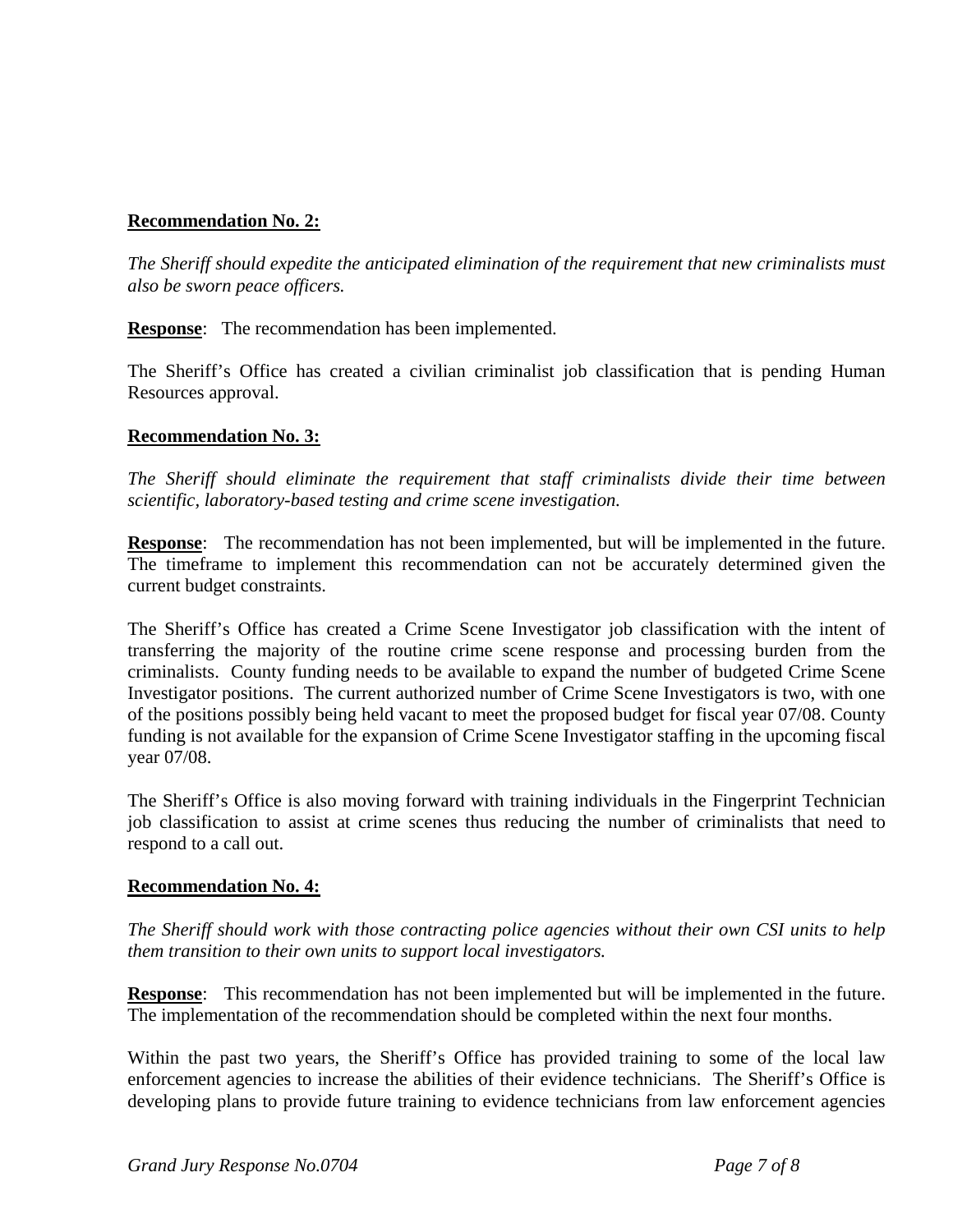**Recommendation No. 2:**

*The Sheriff should expedite the anticipated elimination of the requirement that new criminalists must also be sworn peace officers.*

**Response**: The recommendation has been implemented.

The Sheriff's Office has created a civilian criminalist job classification that is pending Human Resources approval.

**Recommendation No. 3:**

*The Sheriff should eliminate the requirement that staff criminalists divide their time between scientific, laboratory-based testing and crime scene investigation.*

**Response**: The recommendation has not been implemented, but will be implemented in the future. The timeframe to implement this recommendation can not be accurately determined given the current budget constraints.

The Sheriff's Office has created a Crime Scene Investigator job classification with the intent of transferring the majority of the routine crime scene response and processing burden from the criminalists. County funding needs to be available to expand the number of budgeted Crime Scene Investigator positions. The current authorized number of Crime Scene Investigators is two, with one of the positions possibly being held vacant to meet the proposed budget for fiscal year 07/08. County funding is not available for the expansion of Crime Scene Investigator staffing in the upcoming fiscal year 07/08.

The Sheriff's Office is also moving forward with training individuals in the Fingerprint Technician job classification to assist at crime scenes thus reducing the number of criminalists that need to respond to a call out.

**Recommendation No. 4:**

*The Sheriff should work with those contracting police agencies without their own CSI units to help them transition to their own units to support local investigators.*

**Response**: This recommendation has not been implemented but will be implemented in the future. The implementation of the recommendation should be completed within the next four months.

Within the past two years, the Sheriff's Office has provided training to some of the local law enforcement agencies to increase the abilities of their evidence technicians. The Sheriff's Office is developing plans to provide future training to evidence technicians from law enforcement agencies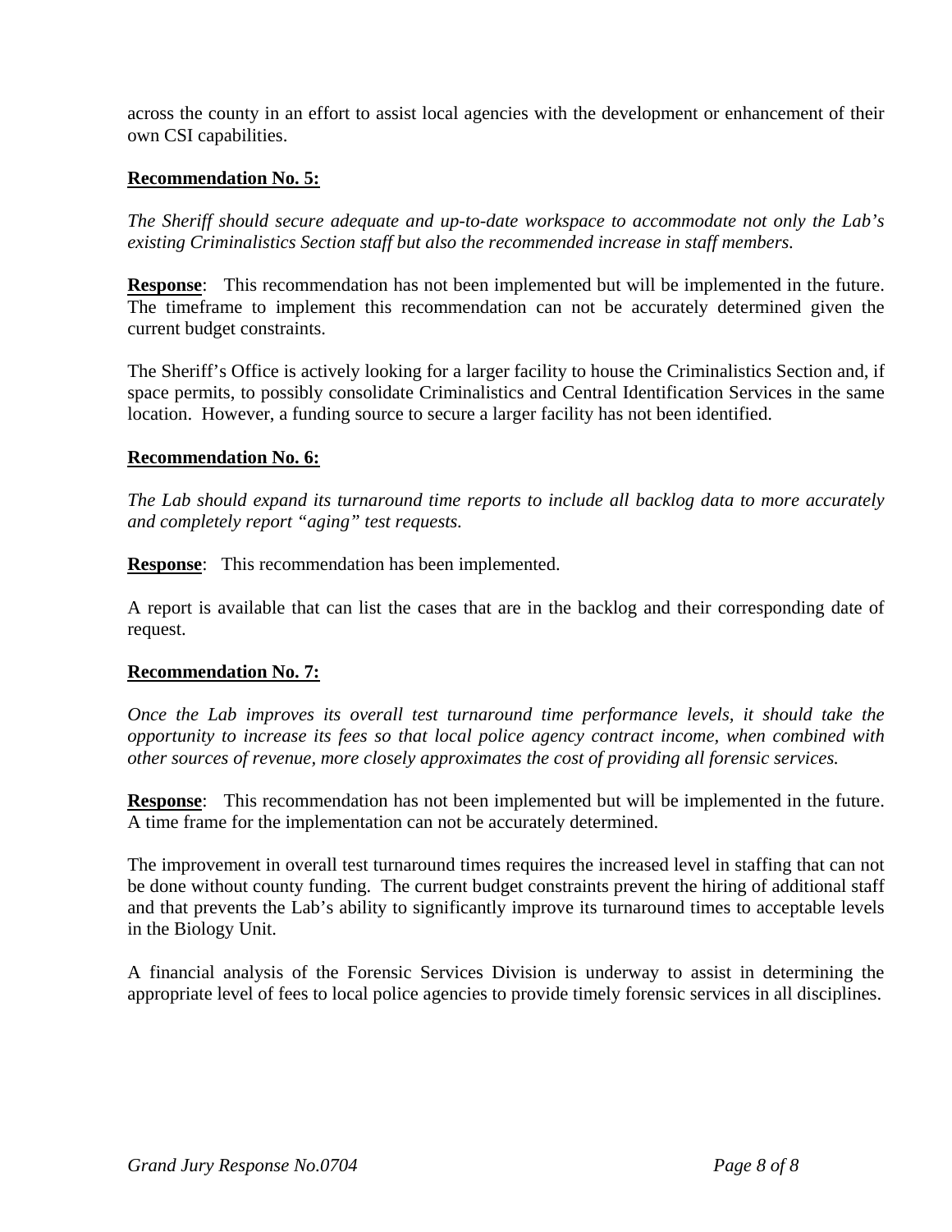across the county in an effort to assist local agencies with the development or enhancement of their own CSI capabilities.

**Recommendation No. 5:**

*The Sheriff should secure adequate and up-to-date workspace to accommodate not only the Lab's existing Criminalistics Section staff but also the recommended increase in staff members.*

**Response**: This recommendation has not been implemented but will be implemented in the future. The timeframe to implement this recommendation can not be accurately determined given the current budget constraints.

The Sheriff's Office is actively looking for a larger facility to house the Criminalistics Section and, if space permits, to possibly consolidate Criminalistics and Central Identification Services in the same location. However, a funding source to secure a larger facility has not been identified.

**Recommendation No. 6:**

*The Lab should expand its turnaround time reports to include all backlog data to more accurately and completely report "aging" test requests.*

**Response**: This recommendation has been implemented.

A report is available that can list the cases that are in the backlog and their corresponding date of request.

**Recommendation No. 7:**

*Once the Lab improves its overall test turnaround time performance levels, it should take the opportunity to increase its fees so that local police agency contract income, when combined with other sources of revenue, more closely approximates the cost of providing all forensic services.*

**Response**: This recommendation has not been implemented but will be implemented in the future. A time frame for the implementation can not be accurately determined.

The improvement in overall test turnaround times requires the increased level in staffing that can not be done without county funding. The current budget constraints prevent the hiring of additional staff and that prevents the Lab's ability to significantly improve its turnaround times to acceptable levels in the Biology Unit.

A financial analysis of the Forensic Services Division is underway to assist in determining the appropriate level of fees to local police agencies to provide timely forensic services in all disciplines.